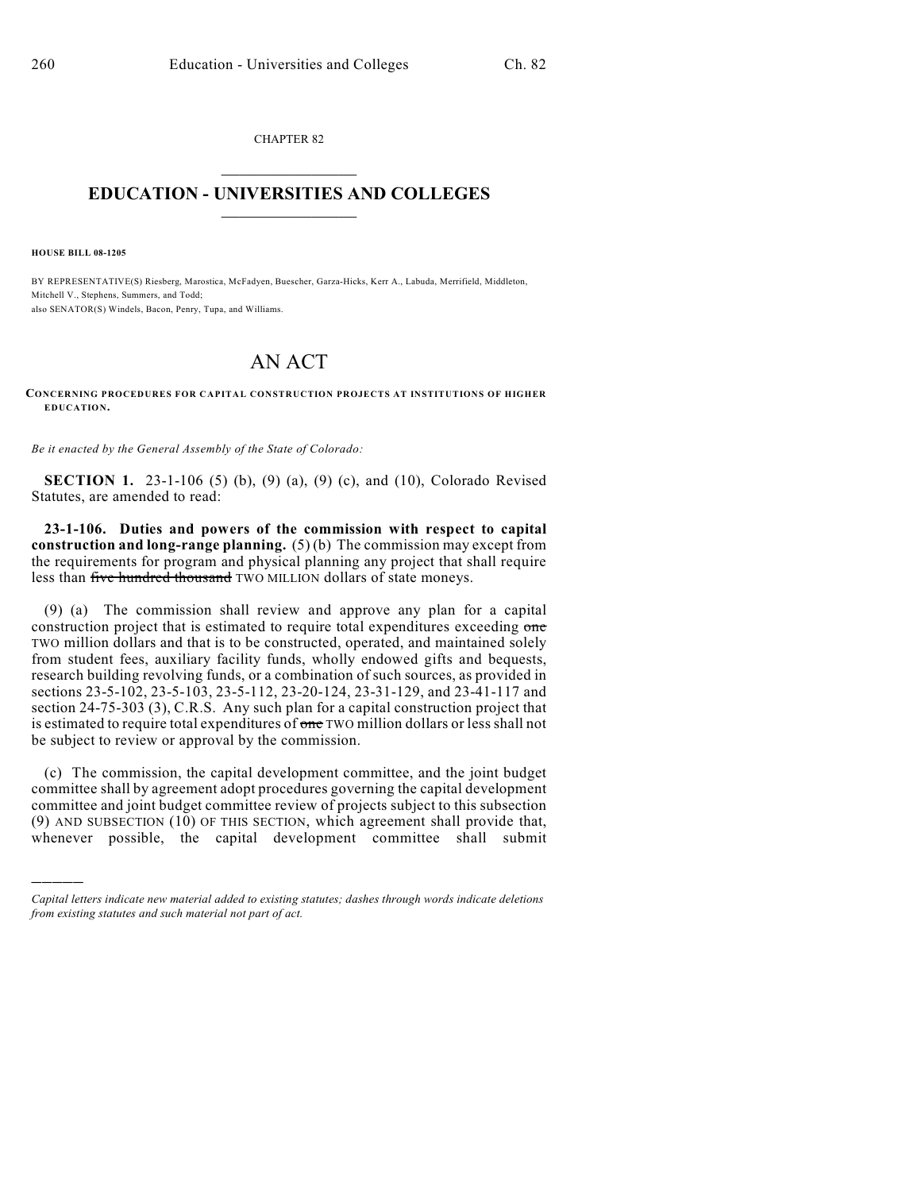CHAPTER 82

# EDUCATION - UNIVERSITIES AND COLLEGES

**HOUSE BILL 08-1205**

BY REPRESENTATIVE(S) Riesberg, Marostica, McFadyen, Buescher, Garza-Hicks, Kerr A., Labuda, Merrifield, Middleton, Mitchell V., Stephens, Summers, and Todd;
also SENATOR(S) Windels, Bacon, Penry, Tupa, and Williams.

# AN ACT

**CONCERNING PROCEDURES FOR CAPITAL CONSTRUCTION PROJECTS AT INSTITUTIONS OF HIGHER EDUCATION.**

*Be it enacted by the General Assembly of the State of Colorado:*

**SECTION 1.** 23-1-106 (5) (b), (9) (a), (9) (c), and (10), Colorado Revised Statutes, are amended to read:

**23-1-106. Duties and powers of the commission with respect to capital construction and long-range planning.** (5) (b) The commission may except from the requirements for program and physical planning any project that shall require less than ~~five hundred thousand~~ TWO MILLION dollars of state moneys.

(9) (a) The commission shall review and approve any plan for a capital construction project that is estimated to require total expenditures exceeding ~~one~~ TWO million dollars and that is to be constructed, operated, and maintained solely from student fees, auxiliary facility funds, wholly endowed gifts and bequests, research building revolving funds, or a combination of such sources, as provided in sections 23-5-102, 23-5-103, 23-5-112, 23-20-124, 23-31-129, and 23-41-117 and section 24-75-303 (3), C.R.S. Any such plan for a capital construction project that is estimated to require total expenditures of ~~one~~ TWO million dollars or less shall not be subject to review or approval by the commission.

(c) The commission, the capital development committee, and the joint budget committee shall by agreement adopt procedures governing the capital development committee and joint budget committee review of projects subject to this subsection (9) AND SUBSECTION (10) OF THIS SECTION, which agreement shall provide that, whenever possible, the capital development committee shall submit

*Capital letters indicate new material added to existing statutes; dashes through words indicate deletions from existing statutes and such material not part of act.*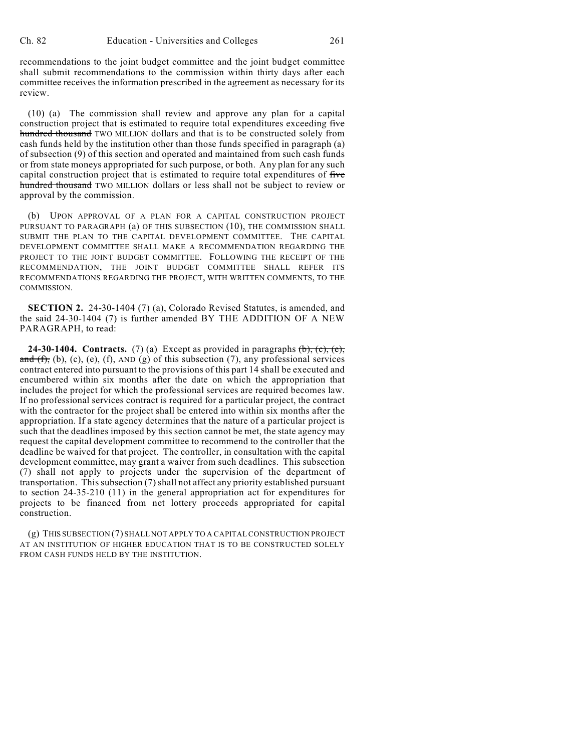recommendations to the joint budget committee and the joint budget committee shall submit recommendations to the commission within thirty days after each committee receives the information prescribed in the agreement as necessary for its review.

(10) (a) The commission shall review and approve any plan for a capital construction project that is estimated to require total expenditures exceeding ~~five hundred thousand~~ TWO MILLION dollars and that is to be constructed solely from cash funds held by the institution other than those funds specified in paragraph (a) of subsection (9) of this section and operated and maintained from such cash funds or from state moneys appropriated for such purpose, or both. Any plan for any such capital construction project that is estimated to require total expenditures of ~~five hundred thousand~~ TWO MILLION dollars or less shall not be subject to review or approval by the commission.

(b) UPON APPROVAL OF A PLAN FOR A CAPITAL CONSTRUCTION PROJECT PURSUANT TO PARAGRAPH (a) OF THIS SUBSECTION (10), THE COMMISSION SHALL SUBMIT THE PLAN TO THE CAPITAL DEVELOPMENT COMMITTEE. THE CAPITAL DEVELOPMENT COMMITTEE SHALL MAKE A RECOMMENDATION REGARDING THE PROJECT TO THE JOINT BUDGET COMMITTEE. FOLLOWING THE RECEIPT OF THE RECOMMENDATION, THE JOINT BUDGET COMMITTEE SHALL REFER ITS RECOMMENDATIONS REGARDING THE PROJECT, WITH WRITTEN COMMENTS, TO THE COMMISSION.

**SECTION 2.** 24-30-1404 (7) (a), Colorado Revised Statutes, is amended, and the said 24-30-1404 (7) is further amended BY THE ADDITION OF A NEW PARAGRAPH, to read:

**24-30-1404. Contracts.** (7) (a) Except as provided in paragraphs ~~(b), (c), (e), and (f),~~ (b), (c), (e), (f), AND (g) of this subsection (7), any professional services contract entered into pursuant to the provisions of this part 14 shall be executed and encumbered within six months after the date on which the appropriation that includes the project for which the professional services are required becomes law. If no professional services contract is required for a particular project, the contract with the contractor for the project shall be entered into within six months after the appropriation. If a state agency determines that the nature of a particular project is such that the deadlines imposed by this section cannot be met, the state agency may request the capital development committee to recommend to the controller that the deadline be waived for that project. The controller, in consultation with the capital development committee, may grant a waiver from such deadlines. This subsection (7) shall not apply to projects under the supervision of the department of transportation. This subsection (7) shall not affect any priority established pursuant to section 24-35-210 (11) in the general appropriation act for expenditures for projects to be financed from net lottery proceeds appropriated for capital construction.

(g) THIS SUBSECTION (7) SHALL NOT APPLY TO A CAPITAL CONSTRUCTION PROJECT AT AN INSTITUTION OF HIGHER EDUCATION THAT IS TO BE CONSTRUCTED SOLELY FROM CASH FUNDS HELD BY THE INSTITUTION.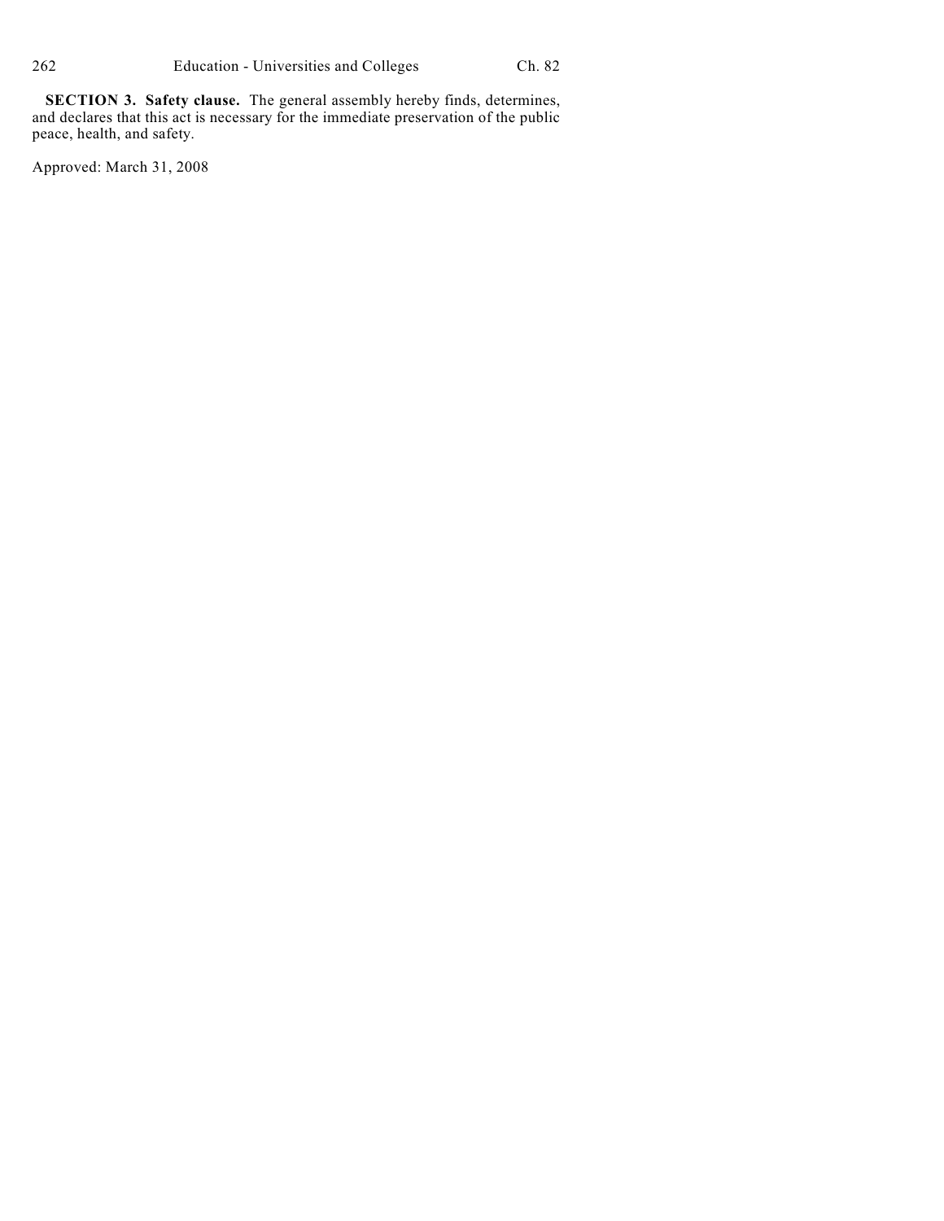**SECTION 3. Safety clause.** The general assembly hereby finds, determines, and declares that this act is necessary for the immediate preservation of the public peace, health, and safety.

Approved: March 31, 2008